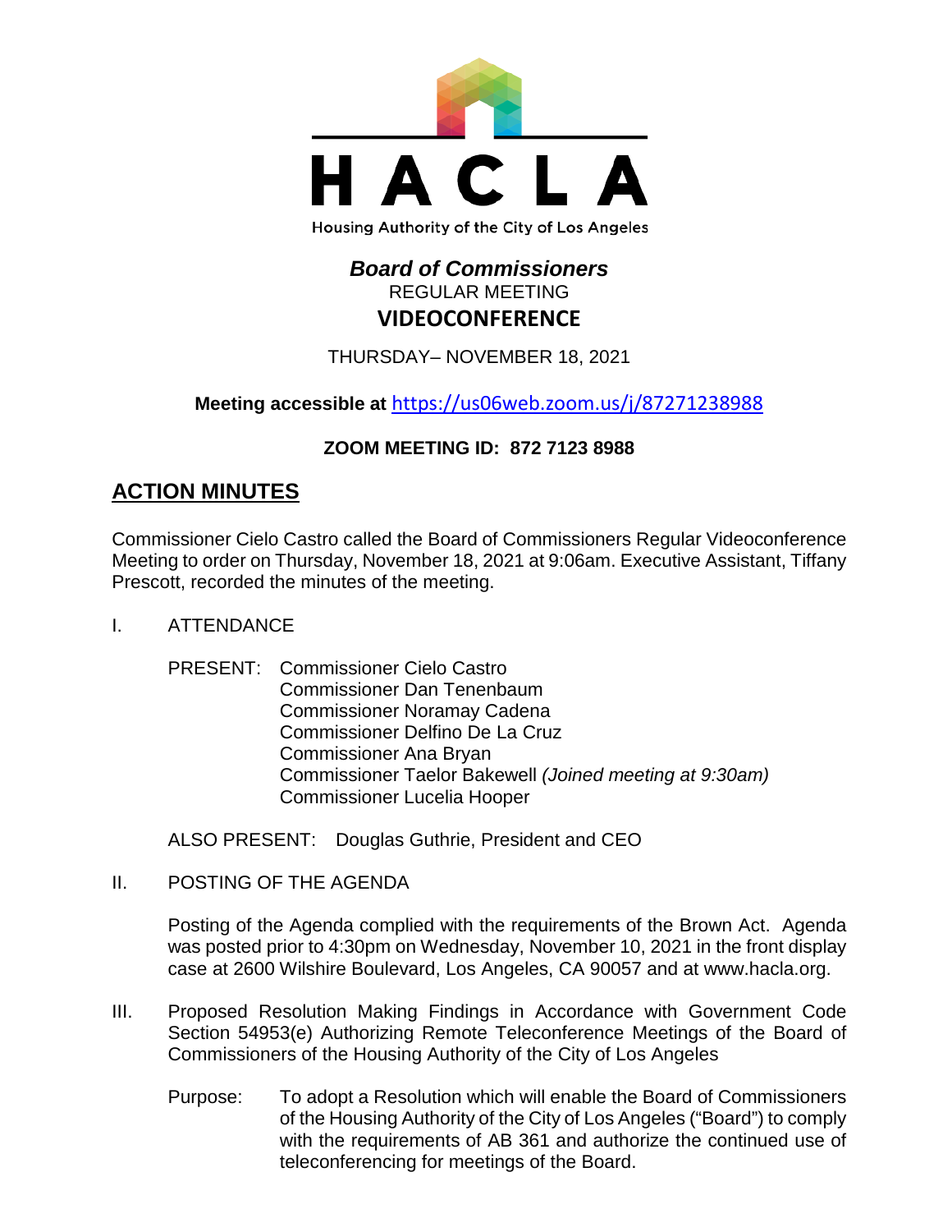# HACLA

Housing Authority of the City of Los Angeles

## *Board of Commissioners*

REGULAR MEETING

**VIDEOCONFERENCE**

THURSDAY– NOVEMBER 18, 2021

**Meeting accessible at** https://us06web.zoom.us/j/87271238988

**ZOOM MEETING ID: 872 7123 8988**

## ACTION MINUTES

Commissioner Cielo Castro called the Board of Commissioners Regular Videoconference Meeting to order on Thursday, November 18, 2021 at 9:06am. Executive Assistant, Tiffany Prescott, recorded the minutes of the meeting.

I. ATTENDANCE

PRESENT: Commissioner Cielo Castro
Commissioner Dan Tenenbaum
Commissioner Noramay Cadena
Commissioner Delfino De La Cruz
Commissioner Ana Bryan
Commissioner Taelor Bakewell *(Joined meeting at 9:30am)*
Commissioner Lucelia Hooper

ALSO PRESENT: Douglas Guthrie, President and CEO

II. POSTING OF THE AGENDA

Posting of the Agenda complied with the requirements of the Brown Act. Agenda was posted prior to 4:30pm on Wednesday, November 10, 2021 in the front display case at 2600 Wilshire Boulevard, Los Angeles, CA 90057 and at www.hacla.org.

III. Proposed Resolution Making Findings in Accordance with Government Code Section 54953(e) Authorizing Remote Teleconference Meetings of the Board of Commissioners of the Housing Authority of the City of Los Angeles

Purpose: To adopt a Resolution which will enable the Board of Commissioners of the Housing Authority of the City of Los Angeles ("Board") to comply with the requirements of AB 361 and authorize the continued use of teleconferencing for meetings of the Board.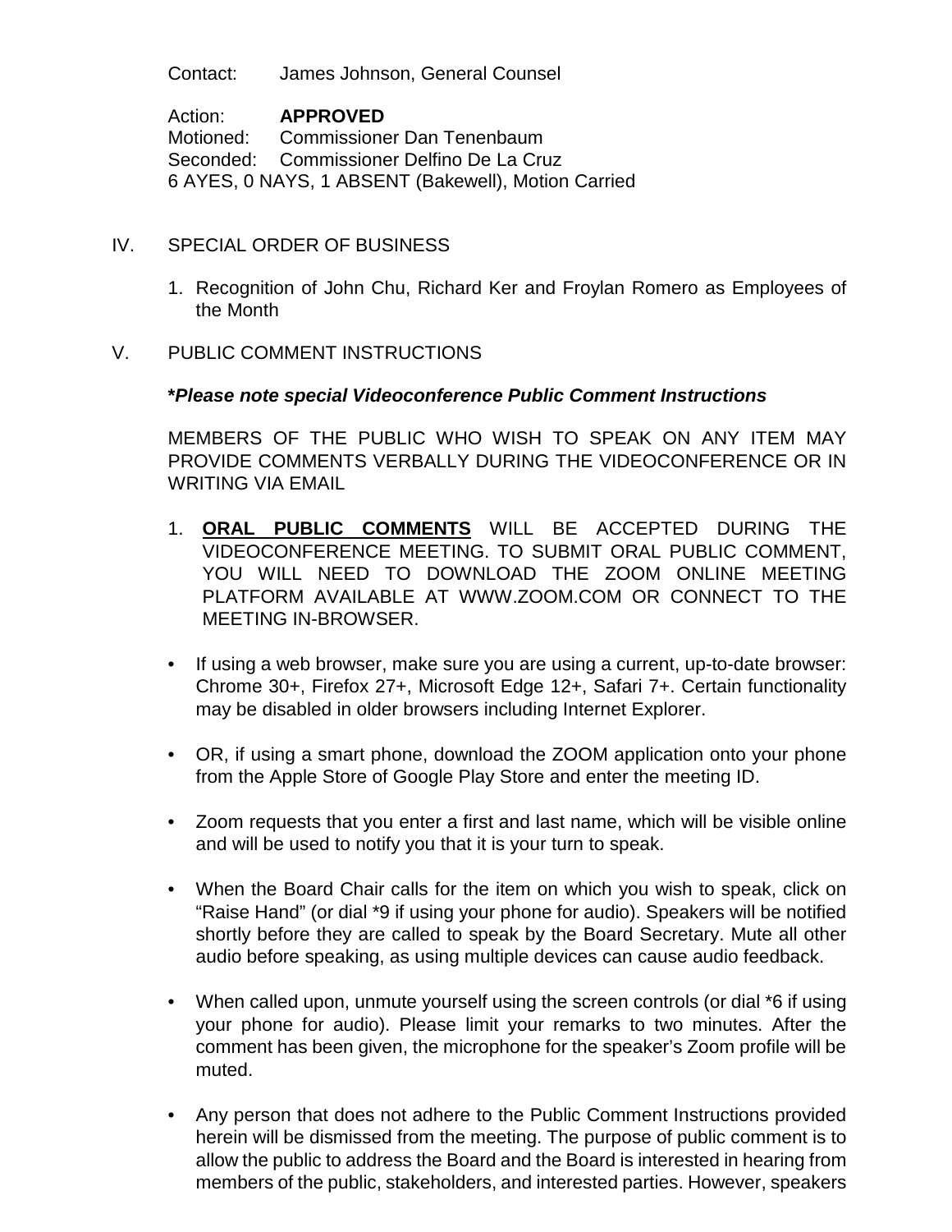Contact: James Johnson, General Counsel

Action: **APPROVED**
Motioned: Commissioner Dan Tenenbaum
Seconded: Commissioner Delfino De La Cruz
6 AYES, 0 NAYS, 1 ABSENT (Bakewell), Motion Carried

## IV. SPECIAL ORDER OF BUSINESS

1. Recognition of John Chu, Richard Ker and Froylan Romero as Employees of the Month

## V. PUBLIC COMMENT INSTRUCTIONS

***Please note special Videoconference Public Comment Instructions***

MEMBERS OF THE PUBLIC WHO WISH TO SPEAK ON ANY ITEM MAY PROVIDE COMMENTS VERBALLY DURING THE VIDEOCONFERENCE OR IN WRITING VIA EMAIL

1. **ORAL PUBLIC COMMENTS** WILL BE ACCEPTED DURING THE VIDEOCONFERENCE MEETING. TO SUBMIT ORAL PUBLIC COMMENT, YOU WILL NEED TO DOWNLOAD THE ZOOM ONLINE MEETING PLATFORM AVAILABLE AT WWW.ZOOM.COM OR CONNECT TO THE MEETING IN-BROWSER.

- If using a web browser, make sure you are using a current, up-to-date browser: Chrome 30+, Firefox 27+, Microsoft Edge 12+, Safari 7+. Certain functionality may be disabled in older browsers including Internet Explorer.

- OR, if using a smart phone, download the ZOOM application onto your phone from the Apple Store of Google Play Store and enter the meeting ID.

- Zoom requests that you enter a first and last name, which will be visible online and will be used to notify you that it is your turn to speak.

- When the Board Chair calls for the item on which you wish to speak, click on "Raise Hand" (or dial *9 if using your phone for audio). Speakers will be notified shortly before they are called to speak by the Board Secretary. Mute all other audio before speaking, as using multiple devices can cause audio feedback.

- When called upon, unmute yourself using the screen controls (or dial *6 if using your phone for audio). Please limit your remarks to two minutes. After the comment has been given, the microphone for the speaker's Zoom profile will be muted.

- Any person that does not adhere to the Public Comment Instructions provided herein will be dismissed from the meeting. The purpose of public comment is to allow the public to address the Board and the Board is interested in hearing from members of the public, stakeholders, and interested parties. However, speakers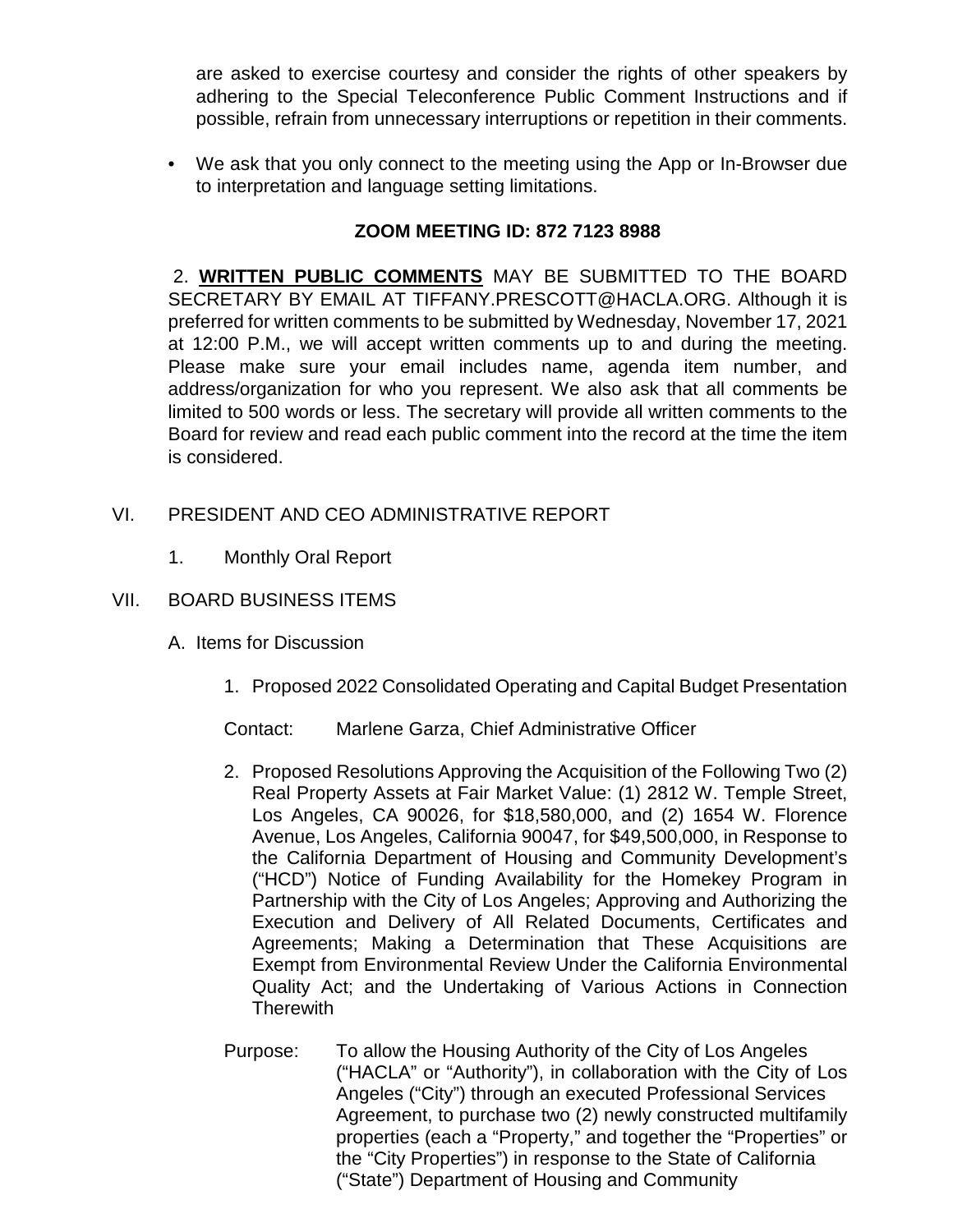are asked to exercise courtesy and consider the rights of other speakers by adhering to the Special Teleconference Public Comment Instructions and if possible, refrain from unnecessary interruptions or repetition in their comments.

- We ask that you only connect to the meeting using the App or In-Browser due to interpretation and language setting limitations.

**ZOOM MEETING ID: 872 7123 8988**

2. **WRITTEN PUBLIC COMMENTS** MAY BE SUBMITTED TO THE BOARD SECRETARY BY EMAIL AT TIFFANY.PRESCOTT@HACLA.ORG. Although it is preferred for written comments to be submitted by Wednesday, November 17, 2021 at 12:00 P.M., we will accept written comments up to and during the meeting. Please make sure your email includes name, agenda item number, and address/organization for who you represent. We also ask that all comments be limited to 500 words or less. The secretary will provide all written comments to the Board for review and read each public comment into the record at the time the item is considered.

VI. PRESIDENT AND CEO ADMINISTRATIVE REPORT

1. Monthly Oral Report

VII. BOARD BUSINESS ITEMS

A. Items for Discussion

1. Proposed 2022 Consolidated Operating and Capital Budget Presentation

Contact: Marlene Garza, Chief Administrative Officer

2. Proposed Resolutions Approving the Acquisition of the Following Two (2) Real Property Assets at Fair Market Value: (1) 2812 W. Temple Street, Los Angeles, CA 90026, for $18,580,000, and (2) 1654 W. Florence Avenue, Los Angeles, California 90047, for $49,500,000, in Response to the California Department of Housing and Community Development's ("HCD") Notice of Funding Availability for the Homekey Program in Partnership with the City of Los Angeles; Approving and Authorizing the Execution and Delivery of All Related Documents, Certificates and Agreements; Making a Determination that These Acquisitions are Exempt from Environmental Review Under the California Environmental Quality Act; and the Undertaking of Various Actions in Connection Therewith

Purpose: To allow the Housing Authority of the City of Los Angeles ("HACLA" or "Authority"), in collaboration with the City of Los Angeles ("City") through an executed Professional Services Agreement, to purchase two (2) newly constructed multifamily properties (each a "Property," and together the "Properties" or the "City Properties") in response to the State of California ("State") Department of Housing and Community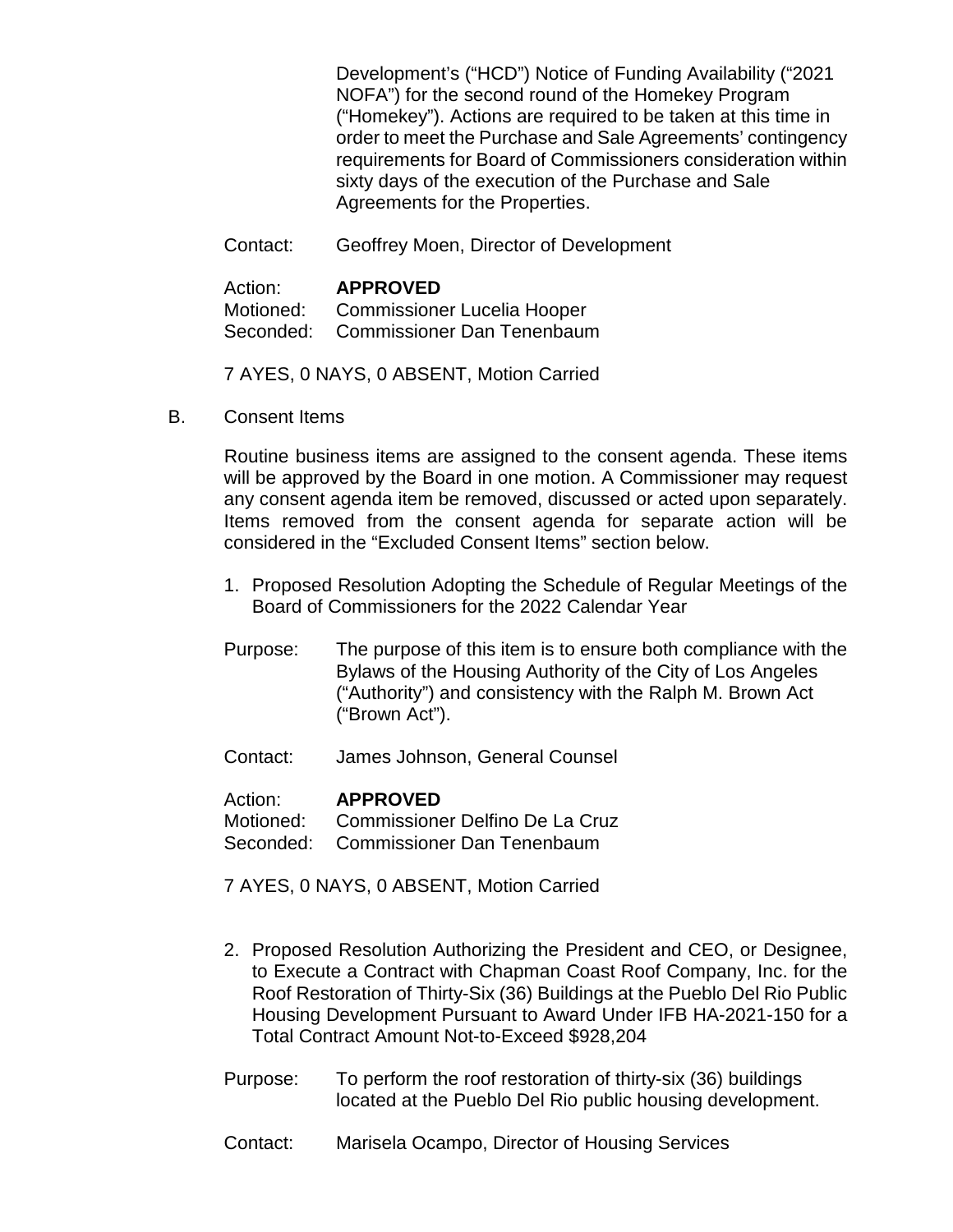Development's ("HCD") Notice of Funding Availability ("2021 NOFA") for the second round of the Homekey Program ("Homekey"). Actions are required to be taken at this time in order to meet the Purchase and Sale Agreements' contingency requirements for Board of Commissioners consideration within sixty days of the execution of the Purchase and Sale Agreements for the Properties.

Contact: Geoffrey Moen, Director of Development

Action: **APPROVED**
Motioned: Commissioner Lucelia Hooper
Seconded: Commissioner Dan Tenenbaum

7 AYES, 0 NAYS, 0 ABSENT, Motion Carried

B. Consent Items

Routine business items are assigned to the consent agenda. These items will be approved by the Board in one motion. A Commissioner may request any consent agenda item be removed, discussed or acted upon separately. Items removed from the consent agenda for separate action will be considered in the "Excluded Consent Items" section below.

1. Proposed Resolution Adopting the Schedule of Regular Meetings of the Board of Commissioners for the 2022 Calendar Year

Purpose: The purpose of this item is to ensure both compliance with the Bylaws of the Housing Authority of the City of Los Angeles ("Authority") and consistency with the Ralph M. Brown Act ("Brown Act").

Contact: James Johnson, General Counsel

Action: **APPROVED**
Motioned: Commissioner Delfino De La Cruz
Seconded: Commissioner Dan Tenenbaum

7 AYES, 0 NAYS, 0 ABSENT, Motion Carried

2. Proposed Resolution Authorizing the President and CEO, or Designee, to Execute a Contract with Chapman Coast Roof Company, Inc. for the Roof Restoration of Thirty-Six (36) Buildings at the Pueblo Del Rio Public Housing Development Pursuant to Award Under IFB HA-2021-150 for a Total Contract Amount Not-to-Exceed $928,204

Purpose: To perform the roof restoration of thirty-six (36) buildings located at the Pueblo Del Rio public housing development.

Contact: Marisela Ocampo, Director of Housing Services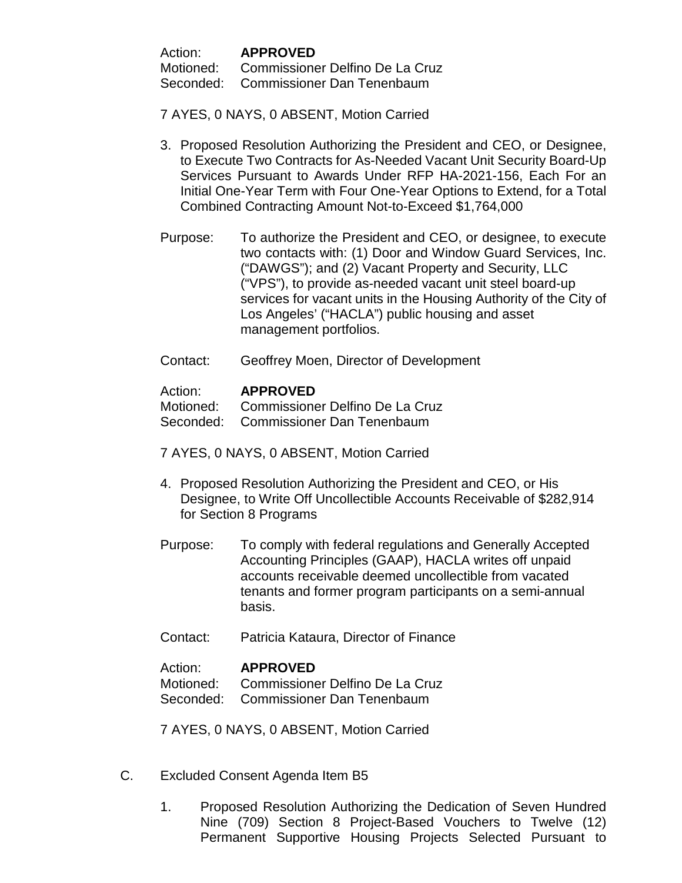Action: **APPROVED**
Motioned: Commissioner Delfino De La Cruz
Seconded: Commissioner Dan Tenenbaum

7 AYES, 0 NAYS, 0 ABSENT, Motion Carried

3. Proposed Resolution Authorizing the President and CEO, or Designee, to Execute Two Contracts for As-Needed Vacant Unit Security Board-Up Services Pursuant to Awards Under RFP HA-2021-156, Each For an Initial One-Year Term with Four One-Year Options to Extend, for a Total Combined Contracting Amount Not-to-Exceed $1,764,000

Purpose: To authorize the President and CEO, or designee, to execute two contacts with: (1) Door and Window Guard Services, Inc. ("DAWGS"); and (2) Vacant Property and Security, LLC ("VPS"), to provide as-needed vacant unit steel board-up services for vacant units in the Housing Authority of the City of Los Angeles' ("HACLA") public housing and asset management portfolios.

Contact: Geoffrey Moen, Director of Development

Action: **APPROVED**
Motioned: Commissioner Delfino De La Cruz
Seconded: Commissioner Dan Tenenbaum

7 AYES, 0 NAYS, 0 ABSENT, Motion Carried

4. Proposed Resolution Authorizing the President and CEO, or His Designee, to Write Off Uncollectible Accounts Receivable of $282,914 for Section 8 Programs

Purpose: To comply with federal regulations and Generally Accepted Accounting Principles (GAAP), HACLA writes off unpaid accounts receivable deemed uncollectible from vacated tenants and former program participants on a semi-annual basis.

Contact: Patricia Kataura, Director of Finance

Action: **APPROVED**
Motioned: Commissioner Delfino De La Cruz
Seconded: Commissioner Dan Tenenbaum

7 AYES, 0 NAYS, 0 ABSENT, Motion Carried

C. Excluded Consent Agenda Item B5

1. Proposed Resolution Authorizing the Dedication of Seven Hundred Nine (709) Section 8 Project-Based Vouchers to Twelve (12) Permanent Supportive Housing Projects Selected Pursuant to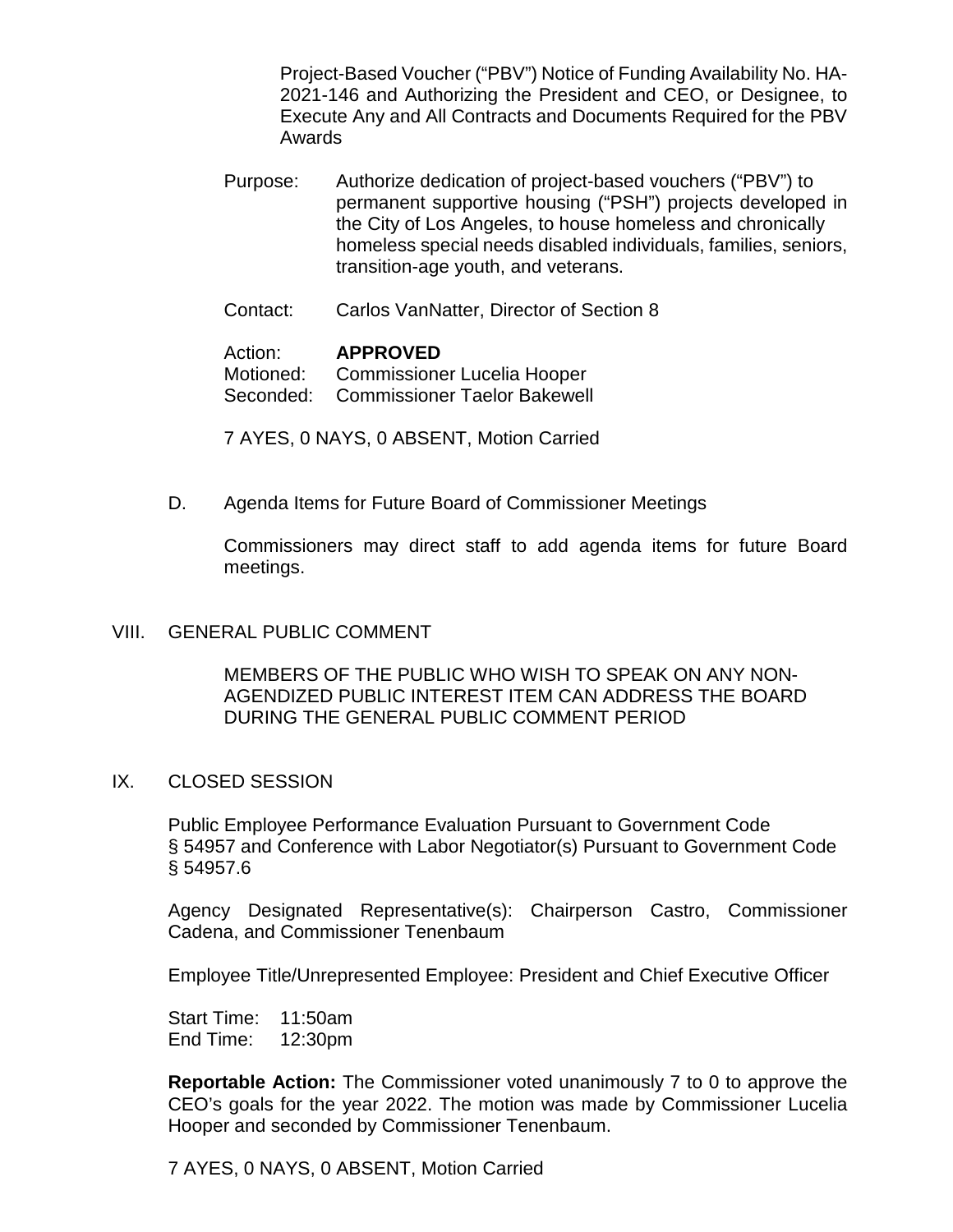Project-Based Voucher ("PBV") Notice of Funding Availability No. HA-2021-146 and Authorizing the President and CEO, or Designee, to Execute Any and All Contracts and Documents Required for the PBV Awards

Purpose: Authorize dedication of project-based vouchers ("PBV") to permanent supportive housing ("PSH") projects developed in the City of Los Angeles, to house homeless and chronically homeless special needs disabled individuals, families, seniors, transition-age youth, and veterans.

Contact: Carlos VanNatter, Director of Section 8

Action: **APPROVED**
Motioned: Commissioner Lucelia Hooper
Seconded: Commissioner Taelor Bakewell

7 AYES, 0 NAYS, 0 ABSENT, Motion Carried

D. Agenda Items for Future Board of Commissioner Meetings

Commissioners may direct staff to add agenda items for future Board meetings.

## VIII. GENERAL PUBLIC COMMENT

MEMBERS OF THE PUBLIC WHO WISH TO SPEAK ON ANY NON-AGENDIZED PUBLIC INTEREST ITEM CAN ADDRESS THE BOARD DURING THE GENERAL PUBLIC COMMENT PERIOD

## IX. CLOSED SESSION

Public Employee Performance Evaluation Pursuant to Government Code § 54957 and Conference with Labor Negotiator(s) Pursuant to Government Code § 54957.6

Agency Designated Representative(s): Chairperson Castro, Commissioner Cadena, and Commissioner Tenenbaum

Employee Title/Unrepresented Employee: President and Chief Executive Officer

Start Time: 11:50am
End Time: 12:30pm

**Reportable Action:** The Commissioner voted unanimously 7 to 0 to approve the CEO's goals for the year 2022. The motion was made by Commissioner Lucelia Hooper and seconded by Commissioner Tenenbaum.

7 AYES, 0 NAYS, 0 ABSENT, Motion Carried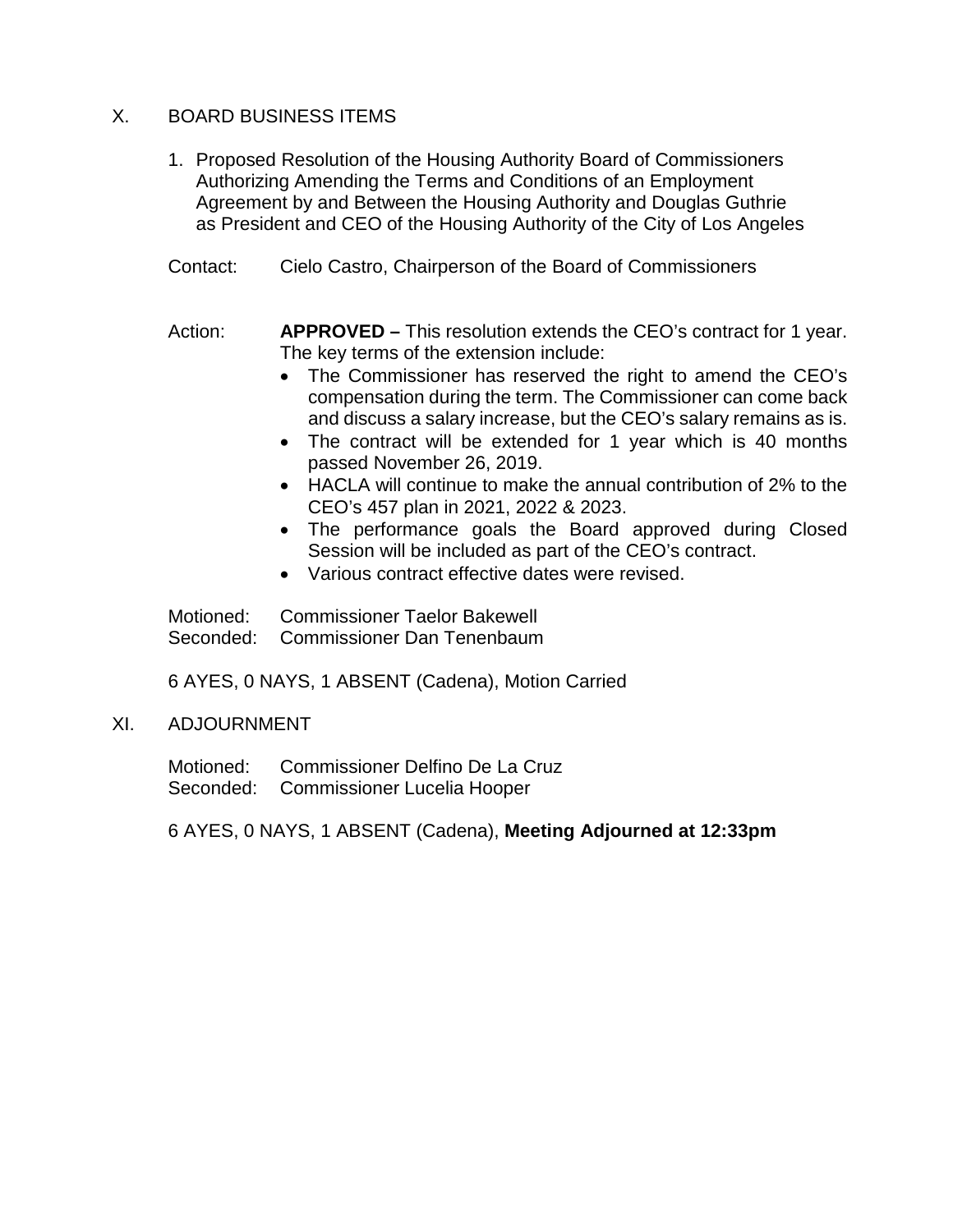X. BOARD BUSINESS ITEMS

1. Proposed Resolution of the Housing Authority Board of Commissioners Authorizing Amending the Terms and Conditions of an Employment Agreement by and Between the Housing Authority and Douglas Guthrie as President and CEO of the Housing Authority of the City of Los Angeles

Contact: Cielo Castro, Chairperson of the Board of Commissioners

Action: **APPROVED –** This resolution extends the CEO's contract for 1 year. The key terms of the extension include:

- The Commissioner has reserved the right to amend the CEO's compensation during the term. The Commissioner can come back and discuss a salary increase, but the CEO's salary remains as is.
- The contract will be extended for 1 year which is 40 months passed November 26, 2019.
- HACLA will continue to make the annual contribution of 2% to the CEO's 457 plan in 2021, 2022 & 2023.
- The performance goals the Board approved during Closed Session will be included as part of the CEO's contract.
- Various contract effective dates were revised.

Motioned: Commissioner Taelor Bakewell
Seconded: Commissioner Dan Tenenbaum

6 AYES, 0 NAYS, 1 ABSENT (Cadena), Motion Carried

XI. ADJOURNMENT

Motioned: Commissioner Delfino De La Cruz
Seconded: Commissioner Lucelia Hooper

6 AYES, 0 NAYS, 1 ABSENT (Cadena), **Meeting Adjourned at 12:33pm**